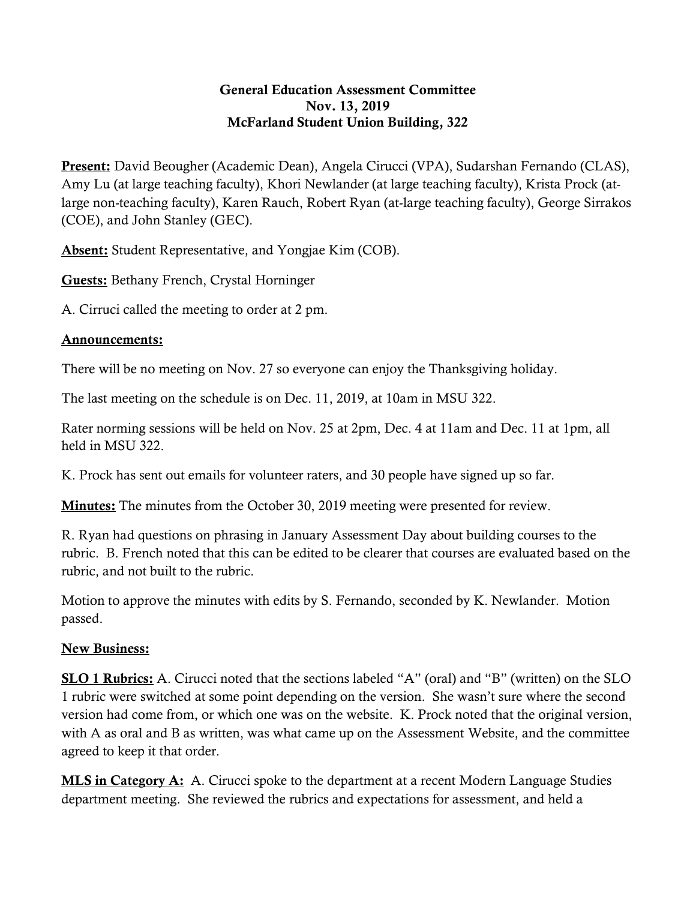**General Education Assessment Committee**
**Nov. 13, 2019**
**McFarland Student Union Building, 322**

**Present:** David Beougher (Academic Dean), Angela Cirucci (VPA), Sudarshan Fernando (CLAS), Amy Lu (at large teaching faculty), Khori Newlander (at large teaching faculty), Krista Prock (at-large non-teaching faculty), Karen Rauch, Robert Ryan (at-large teaching faculty), George Sirrakos (COE), and John Stanley (GEC).

**Absent:** Student Representative, and Yongjae Kim (COB).

**Guests:** Bethany French, Crystal Horninger

A. Cirruci called the meeting to order at 2 pm.

**Announcements:**

There will be no meeting on Nov. 27 so everyone can enjoy the Thanksgiving holiday.

The last meeting on the schedule is on Dec. 11, 2019, at 10am in MSU 322.

Rater norming sessions will be held on Nov. 25 at 2pm, Dec. 4 at 11am and Dec. 11 at 1pm, all held in MSU 322.

K. Prock has sent out emails for volunteer raters, and 30 people have signed up so far.

**Minutes:** The minutes from the October 30, 2019 meeting were presented for review.

R. Ryan had questions on phrasing in January Assessment Day about building courses to the rubric. B. French noted that this can be edited to be clearer that courses are evaluated based on the rubric, and not built to the rubric.

Motion to approve the minutes with edits by S. Fernando, seconded by K. Newlander. Motion passed.

**New Business:**

**SLO 1 Rubrics:** A. Cirucci noted that the sections labeled "A" (oral) and "B" (written) on the SLO 1 rubric were switched at some point depending on the version. She wasn't sure where the second version had come from, or which one was on the website. K. Prock noted that the original version, with A as oral and B as written, was what came up on the Assessment Website, and the committee agreed to keep it that order.

**MLS in Category A:** A. Cirucci spoke to the department at a recent Modern Language Studies department meeting. She reviewed the rubrics and expectations for assessment, and held a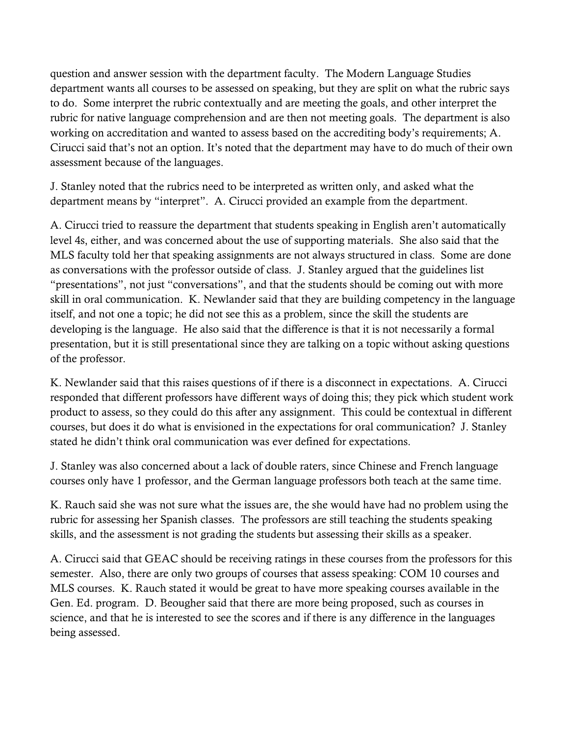question and answer session with the department faculty. The Modern Language Studies department wants all courses to be assessed on speaking, but they are split on what the rubric says to do. Some interpret the rubric contextually and are meeting the goals, and other interpret the rubric for native language comprehension and are then not meeting goals. The department is also working on accreditation and wanted to assess based on the accrediting body's requirements; A. Cirucci said that's not an option. It's noted that the department may have to do much of their own assessment because of the languages.

J. Stanley noted that the rubrics need to be interpreted as written only, and asked what the department means by "interpret". A. Cirucci provided an example from the department.

A. Cirucci tried to reassure the department that students speaking in English aren't automatically level 4s, either, and was concerned about the use of supporting materials. She also said that the MLS faculty told her that speaking assignments are not always structured in class. Some are done as conversations with the professor outside of class. J. Stanley argued that the guidelines list "presentations", not just "conversations", and that the students should be coming out with more skill in oral communication. K. Newlander said that they are building competency in the language itself, and not one a topic; he did not see this as a problem, since the skill the students are developing is the language. He also said that the difference is that it is not necessarily a formal presentation, but it is still presentational since they are talking on a topic without asking questions of the professor.

K. Newlander said that this raises questions of if there is a disconnect in expectations. A. Cirucci responded that different professors have different ways of doing this; they pick which student work product to assess, so they could do this after any assignment. This could be contextual in different courses, but does it do what is envisioned in the expectations for oral communication? J. Stanley stated he didn't think oral communication was ever defined for expectations.

J. Stanley was also concerned about a lack of double raters, since Chinese and French language courses only have 1 professor, and the German language professors both teach at the same time.

K. Rauch said she was not sure what the issues are, the she would have had no problem using the rubric for assessing her Spanish classes. The professors are still teaching the students speaking skills, and the assessment is not grading the students but assessing their skills as a speaker.

A. Cirucci said that GEAC should be receiving ratings in these courses from the professors for this semester. Also, there are only two groups of courses that assess speaking: COM 10 courses and MLS courses. K. Rauch stated it would be great to have more speaking courses available in the Gen. Ed. program. D. Beougher said that there are more being proposed, such as courses in science, and that he is interested to see the scores and if there is any difference in the languages being assessed.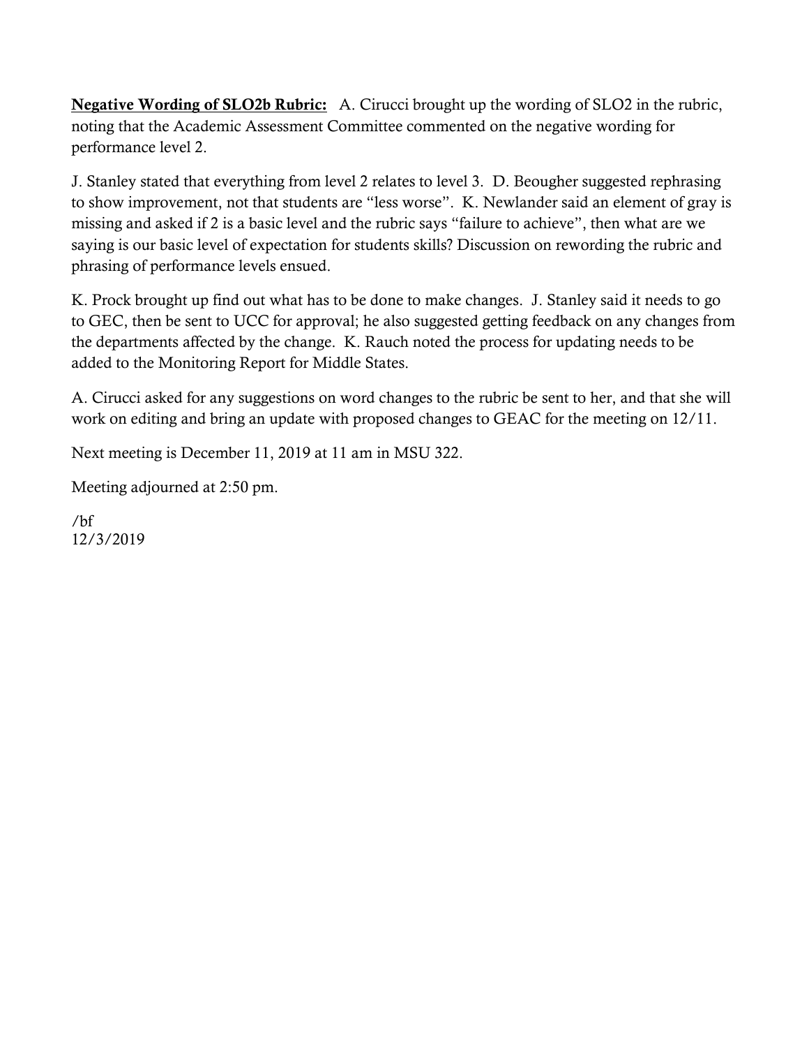**<u>Negative Wording of SLO2b Rubric:</u>** A. Cirucci brought up the wording of SLO2 in the rubric, noting that the Academic Assessment Committee commented on the negative wording for performance level 2.

J. Stanley stated that everything from level 2 relates to level 3. D. Beougher suggested rephrasing to show improvement, not that students are "less worse". K. Newlander said an element of gray is missing and asked if 2 is a basic level and the rubric says "failure to achieve", then what are we saying is our basic level of expectation for students skills? Discussion on rewording the rubric and phrasing of performance levels ensued.

K. Prock brought up find out what has to be done to make changes. J. Stanley said it needs to go to GEC, then be sent to UCC for approval; he also suggested getting feedback on any changes from the departments affected by the change. K. Rauch noted the process for updating needs to be added to the Monitoring Report for Middle States.

A. Cirucci asked for any suggestions on word changes to the rubric be sent to her, and that she will work on editing and bring an update with proposed changes to GEAC for the meeting on 12/11.

Next meeting is December 11, 2019 at 11 am in MSU 322.

Meeting adjourned at 2:50 pm.

/bf
12/3/2019